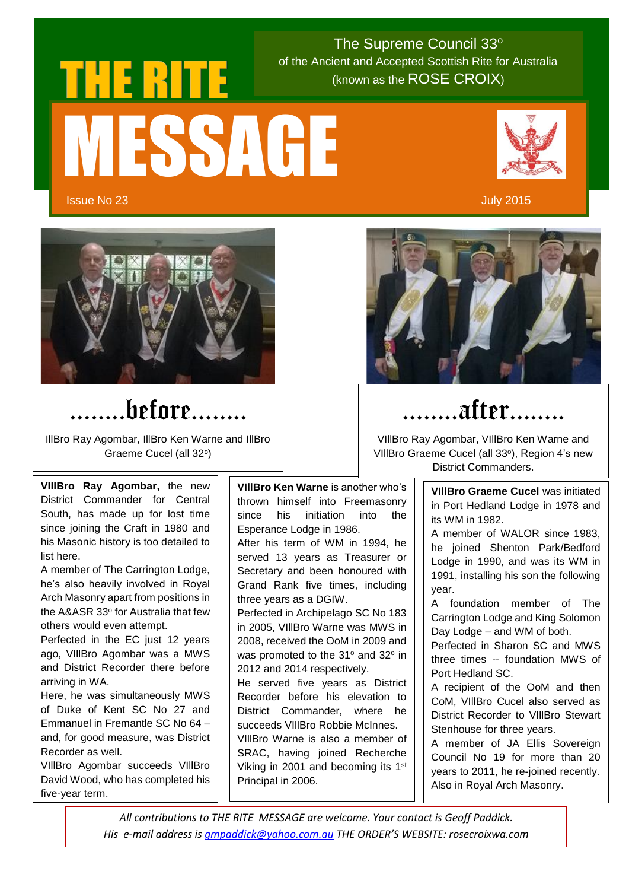# THE RITE MESSAGE

The Supreme Council 33º of the Ancient and Accepted Scottish Rite for Australia (known as the ROSE CROIX)

Issue No 23 — July 2015

## ........before........

IllBro Ray Agombar, IllBro Ken Warne and IllBro Graeme Cucel (all 32º)

## ........after........

VIllBro Ray Agombar, VIllBro Ken Warne and VIllBro Graeme Cucel (all 33º), Region 4's new District Commanders.

**VIllBro Ray Agombar,** the new District Commander for Central South, has made up for lost time since joining the Craft in 1980 and his Masonic history is too detailed to list here.

A member of The Carrington Lodge, he's also heavily involved in Royal Arch Masonry apart from positions in the A&ASR 33º for Australia that few others would even attempt.

Perfected in the EC just 12 years ago, VIllBro Agombar was a MWS and District Recorder there before arriving in WA.

Here, he was simultaneously MWS of Duke of Kent SC No 27 and Emmanuel in Fremantle SC No 64 – and, for good measure, was District Recorder as well.

VIllBro Agombar succeeds VIllBro David Wood, who has completed his five-year term.

**VIllBro Ken Warne** is another who's thrown himself into Freemasonry since his initiation into the Esperance Lodge in 1986.

After his term of WM in 1994, he served 13 years as Treasurer or Secretary and been honoured with Grand Rank five times, including three years as a DGIW.

Perfected in Archipelago SC No 183 in 2005, VIllBro Warne was MWS in 2008, received the OoM in 2009 and was promoted to the 31º and 32º in 2012 and 2014 respectively.

He served five years as District Recorder before his elevation to District Commander, where he succeeds VIllBro Robbie McInnes.

VIllBro Warne is also a member of SRAC, having joined Recherche Viking in 2001 and becoming its 1st Principal in 2006.

**VIllBro Graeme Cucel** was initiated in Port Hedland Lodge in 1978 and its WM in 1982.

A member of WALOR since 1983, he joined Shenton Park/Bedford Lodge in 1990, and was its WM in 1991, installing his son the following year.

A foundation member of The Carrington Lodge and King Solomon Day Lodge – and WM of both.

Perfected in Sharon SC and MWS three times -- foundation MWS of Port Hedland SC.

A recipient of the OoM and then CoM, VIllBro Cucel also served as District Recorder to VIllBro Stewart Stenhouse for three years.

A member of JA Ellis Sovereign Council No 19 for more than 20 years to 2011, he re-joined recently. Also in Royal Arch Masonry.

*All contributions to THE RITE MESSAGE are welcome. Your contact is Geoff Paddick. His e-mail address is gmpaddick@yahoo.com.au THE ORDER'S WEBSITE: rosecroixwa.com*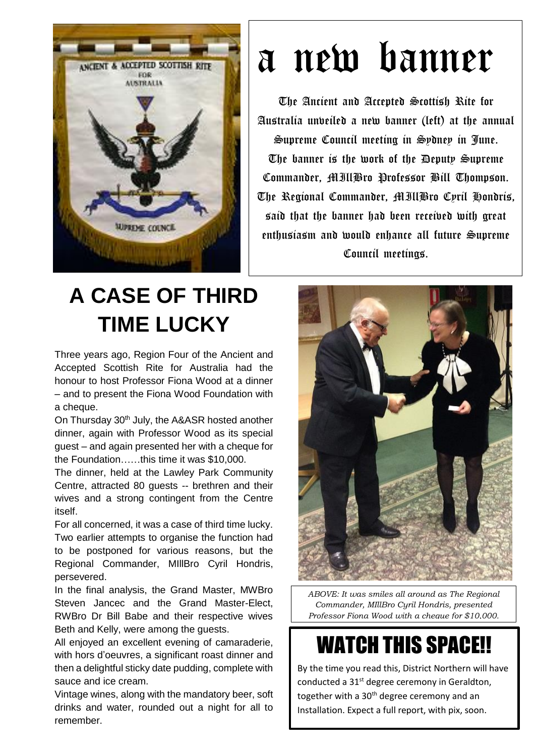# a new banner

The Ancient and Accepted Scottish Rite for Australia unveiled a new banner (left) at the annual Supreme Council meeting in Sydney in June. The banner is the work of the Deputy Supreme Commander, MIllBro Professor Bill Thompson. The Regional Commander, MIllBro Cyril Hondris, said that the banner had been received with great enthusiasm and would enhance all future Supreme Council meetings.

# A CASE OF THIRD TIME LUCKY

Three years ago, Region Four of the Ancient and Accepted Scottish Rite for Australia had the honour to host Professor Fiona Wood at a dinner – and to present the Fiona Wood Foundation with a cheque.

On Thursday 30th July, the A&ASR hosted another dinner, again with Professor Wood as its special guest – and again presented her with a cheque for the Foundation……this time it was $10,000.

The dinner, held at the Lawley Park Community Centre, attracted 80 guests -- brethren and their wives and a strong contingent from the Centre itself.

For all concerned, it was a case of third time lucky. Two earlier attempts to organise the function had to be postponed for various reasons, but the Regional Commander, MIllBro Cyril Hondris, persevered.

In the final analysis, the Grand Master, MWBro Steven Jancec and the Grand Master-Elect, RWBro Dr Bill Babe and their respective wives Beth and Kelly, were among the guests.

All enjoyed an excellent evening of camaraderie, with hors d'oeuvres, a significant roast dinner and then a delightful sticky date pudding, complete with sauce and ice cream.

Vintage wines, along with the mandatory beer, soft drinks and water, rounded out a night for all to remember.

*ABOVE: It was smiles all around as The Regional Commander, MIllBro Cyril Hondris, presented Professor Fiona Wood with a cheque for $10,000.*

## WATCH THIS SPACE!!

By the time you read this, District Northern will have conducted a 31st degree ceremony in Geraldton, together with a 30th degree ceremony and an Installation. Expect a full report, with pix, soon.